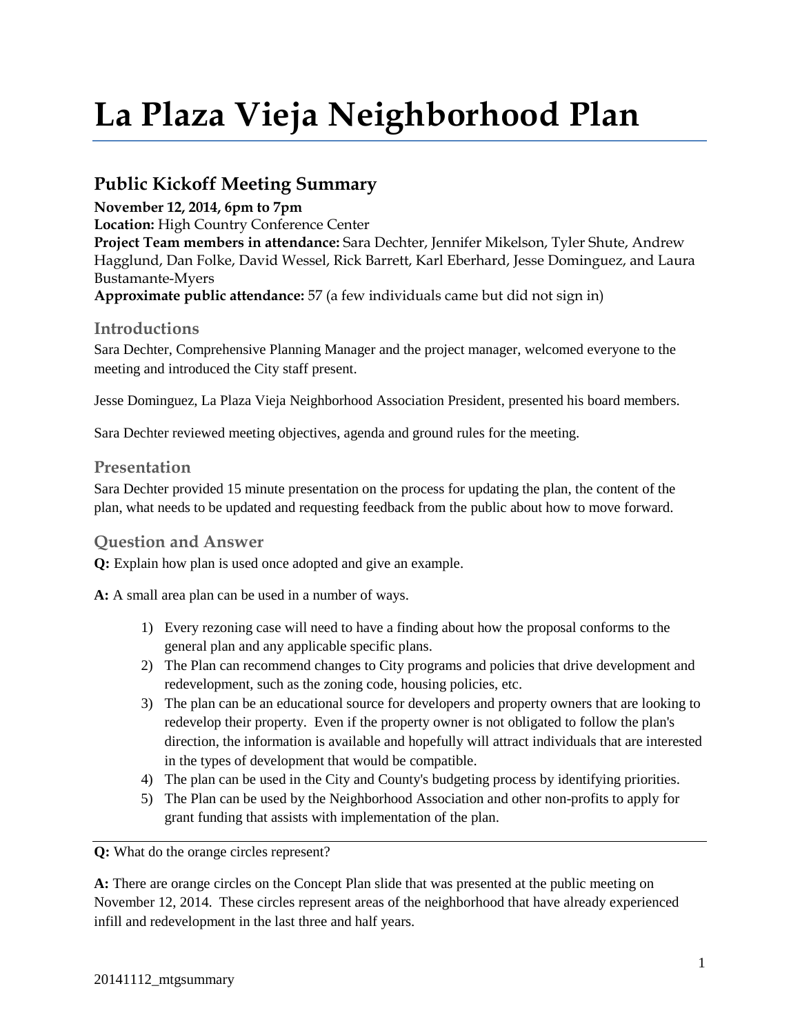# La Plaza Vieja Neighborhood Plan

## Public Kickoff Meeting Summary

**November 12, 2014, 6pm to 7pm**
**Location:** High Country Conference Center
**Project Team members in attendance:** Sara Dechter, Jennifer Mikelson, Tyler Shute, Andrew Hagglund, Dan Folke, David Wessel, Rick Barrett, Karl Eberhard, Jesse Dominguez, and Laura Bustamante-Myers
**Approximate public attendance:** 57 (a few individuals came but did not sign in)

### Introductions

Sara Dechter, Comprehensive Planning Manager and the project manager, welcomed everyone to the meeting and introduced the City staff present.

Jesse Dominguez, La Plaza Vieja Neighborhood Association President, presented his board members.

Sara Dechter reviewed meeting objectives, agenda and ground rules for the meeting.

### Presentation

Sara Dechter provided 15 minute presentation on the process for updating the plan, the content of the plan, what needs to be updated and requesting feedback from the public about how to move forward.

### Question and Answer

**Q:** Explain how plan is used once adopted and give an example.

**A:** A small area plan can be used in a number of ways.

1) Every rezoning case will need to have a finding about how the proposal conforms to the general plan and any applicable specific plans.
2) The Plan can recommend changes to City programs and policies that drive development and redevelopment, such as the zoning code, housing policies, etc.
3) The plan can be an educational source for developers and property owners that are looking to redevelop their property. Even if the property owner is not obligated to follow the plan's direction, the information is available and hopefully will attract individuals that are interested in the types of development that would be compatible.
4) The plan can be used in the City and County's budgeting process by identifying priorities.
5) The Plan can be used by the Neighborhood Association and other non-profits to apply for grant funding that assists with implementation of the plan.

---

**Q:** What do the orange circles represent?

**A:** There are orange circles on the Concept Plan slide that was presented at the public meeting on November 12, 2014. These circles represent areas of the neighborhood that have already experienced infill and redevelopment in the last three and half years.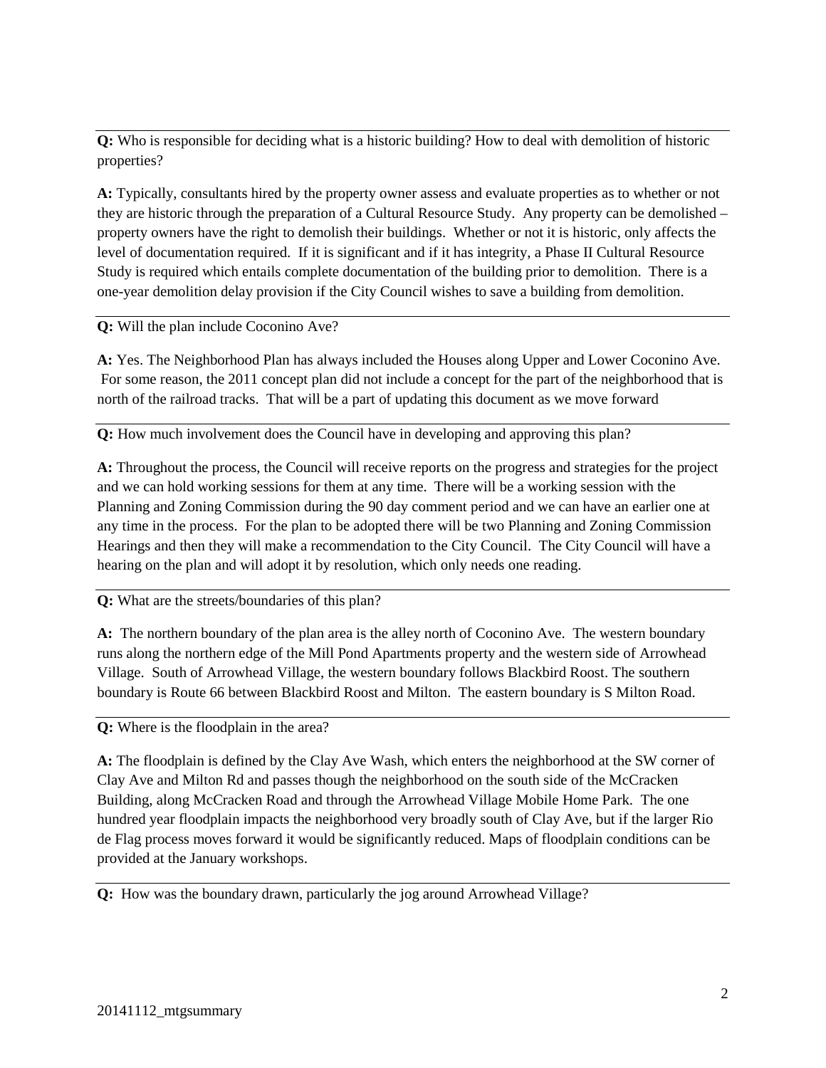**Q:** Who is responsible for deciding what is a historic building? How to deal with demolition of historic properties?

**A:** Typically, consultants hired by the property owner assess and evaluate properties as to whether or not they are historic through the preparation of a Cultural Resource Study. Any property can be demolished – property owners have the right to demolish their buildings. Whether or not it is historic, only affects the level of documentation required. If it is significant and if it has integrity, a Phase II Cultural Resource Study is required which entails complete documentation of the building prior to demolition. There is a one-year demolition delay provision if the City Council wishes to save a building from demolition.

---

**Q:** Will the plan include Coconino Ave?

**A:** Yes. The Neighborhood Plan has always included the Houses along Upper and Lower Coconino Ave. For some reason, the 2011 concept plan did not include a concept for the part of the neighborhood that is north of the railroad tracks. That will be a part of updating this document as we move forward

---

**Q:** How much involvement does the Council have in developing and approving this plan?

**A:** Throughout the process, the Council will receive reports on the progress and strategies for the project and we can hold working sessions for them at any time. There will be a working session with the Planning and Zoning Commission during the 90 day comment period and we can have an earlier one at any time in the process. For the plan to be adopted there will be two Planning and Zoning Commission Hearings and then they will make a recommendation to the City Council. The City Council will have a hearing on the plan and will adopt it by resolution, which only needs one reading.

---

**Q:** What are the streets/boundaries of this plan?

**A:** The northern boundary of the plan area is the alley north of Coconino Ave. The western boundary runs along the northern edge of the Mill Pond Apartments property and the western side of Arrowhead Village. South of Arrowhead Village, the western boundary follows Blackbird Roost. The southern boundary is Route 66 between Blackbird Roost and Milton. The eastern boundary is S Milton Road.

---

**Q:** Where is the floodplain in the area?

**A:** The floodplain is defined by the Clay Ave Wash, which enters the neighborhood at the SW corner of Clay Ave and Milton Rd and passes though the neighborhood on the south side of the McCracken Building, along McCracken Road and through the Arrowhead Village Mobile Home Park. The one hundred year floodplain impacts the neighborhood very broadly south of Clay Ave, but if the larger Rio de Flag process moves forward it would be significantly reduced. Maps of floodplain conditions can be provided at the January workshops.

---

**Q:** How was the boundary drawn, particularly the jog around Arrowhead Village?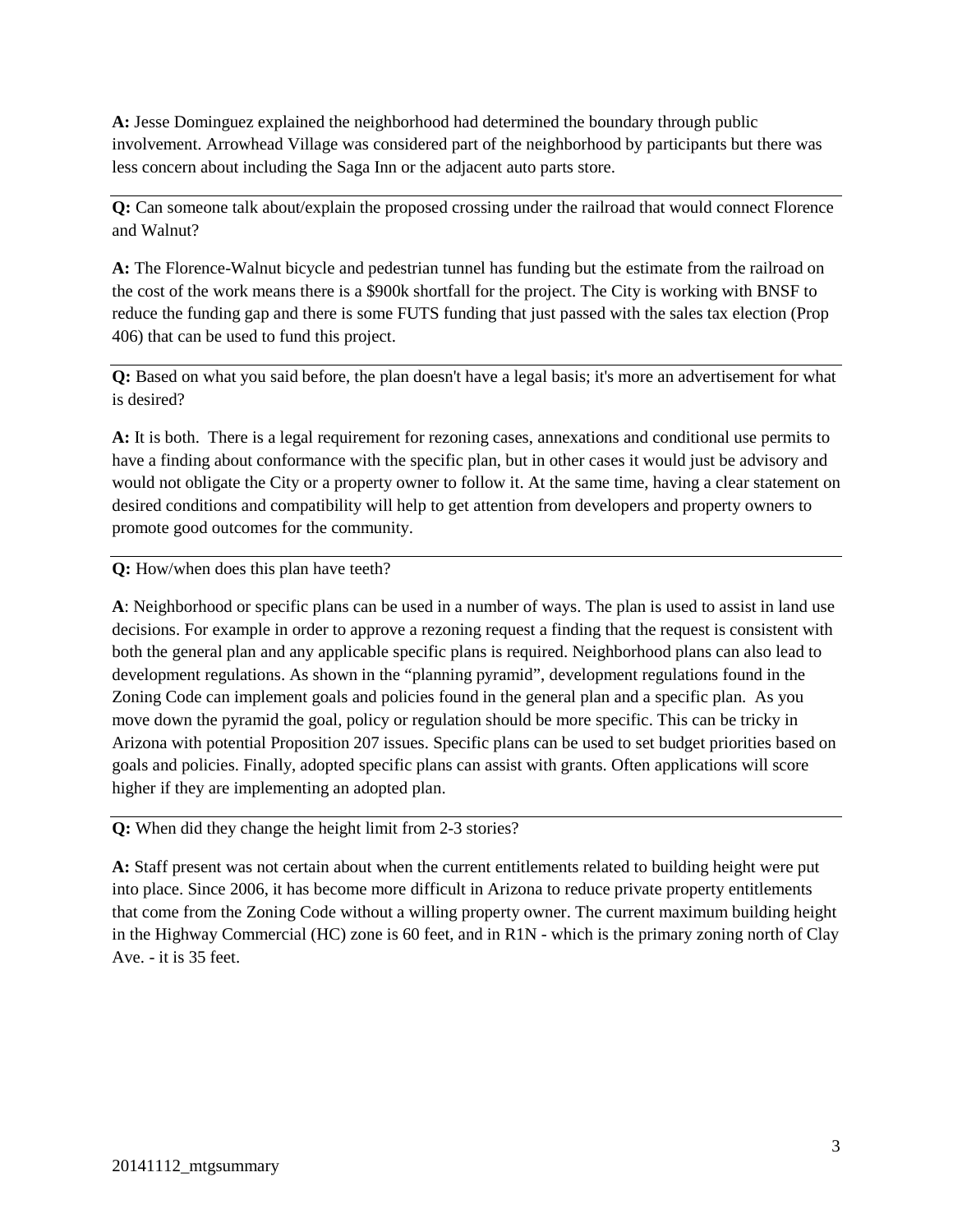**A:** Jesse Dominguez explained the neighborhood had determined the boundary through public involvement. Arrowhead Village was considered part of the neighborhood by participants but there was less concern about including the Saga Inn or the adjacent auto parts store.

---

**Q:** Can someone talk about/explain the proposed crossing under the railroad that would connect Florence and Walnut?

**A:** The Florence-Walnut bicycle and pedestrian tunnel has funding but the estimate from the railroad on the cost of the work means there is a $900k shortfall for the project. The City is working with BNSF to reduce the funding gap and there is some FUTS funding that just passed with the sales tax election (Prop 406) that can be used to fund this project.

---

**Q:** Based on what you said before, the plan doesn't have a legal basis; it's more an advertisement for what is desired?

**A:** It is both. There is a legal requirement for rezoning cases, annexations and conditional use permits to have a finding about conformance with the specific plan, but in other cases it would just be advisory and would not obligate the City or a property owner to follow it. At the same time, having a clear statement on desired conditions and compatibility will help to get attention from developers and property owners to promote good outcomes for the community.

---

**Q:** How/when does this plan have teeth?

**A**: Neighborhood or specific plans can be used in a number of ways. The plan is used to assist in land use decisions. For example in order to approve a rezoning request a finding that the request is consistent with both the general plan and any applicable specific plans is required. Neighborhood plans can also lead to development regulations. As shown in the "planning pyramid", development regulations found in the Zoning Code can implement goals and policies found in the general plan and a specific plan. As you move down the pyramid the goal, policy or regulation should be more specific. This can be tricky in Arizona with potential Proposition 207 issues. Specific plans can be used to set budget priorities based on goals and policies. Finally, adopted specific plans can assist with grants. Often applications will score higher if they are implementing an adopted plan.

---

**Q:** When did they change the height limit from 2-3 stories?

**A:** Staff present was not certain about when the current entitlements related to building height were put into place. Since 2006, it has become more difficult in Arizona to reduce private property entitlements that come from the Zoning Code without a willing property owner. The current maximum building height in the Highway Commercial (HC) zone is 60 feet, and in R1N - which is the primary zoning north of Clay Ave. - it is 35 feet.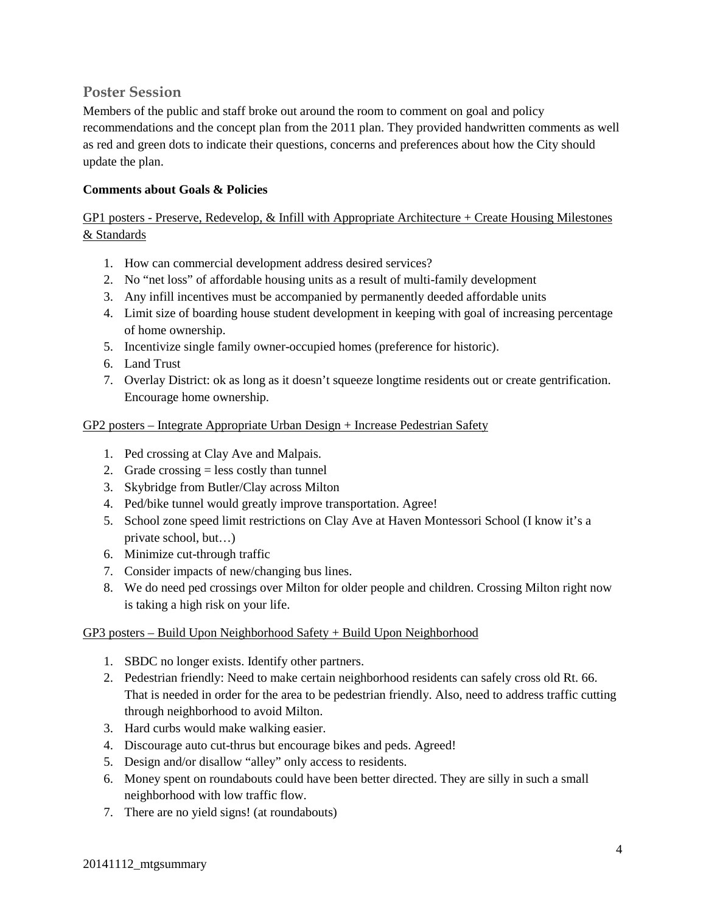## Poster Session

Members of the public and staff broke out around the room to comment on goal and policy recommendations and the concept plan from the 2011 plan. They provided handwritten comments as well as red and green dots to indicate their questions, concerns and preferences about how the City should update the plan.

**Comments about Goals & Policies**

GP1 posters - Preserve, Redevelop, & Infill with Appropriate Architecture + Create Housing Milestones & Standards

1. How can commercial development address desired services?
2. No "net loss" of affordable housing units as a result of multi-family development
3. Any infill incentives must be accompanied by permanently deeded affordable units
4. Limit size of boarding house student development in keeping with goal of increasing percentage of home ownership.
5. Incentivize single family owner-occupied homes (preference for historic).
6. Land Trust
7. Overlay District: ok as long as it doesn't squeeze longtime residents out or create gentrification. Encourage home ownership.

GP2 posters – Integrate Appropriate Urban Design + Increase Pedestrian Safety

1. Ped crossing at Clay Ave and Malpais.
2. Grade crossing = less costly than tunnel
3. Skybridge from Butler/Clay across Milton
4. Ped/bike tunnel would greatly improve transportation. Agree!
5. School zone speed limit restrictions on Clay Ave at Haven Montessori School (I know it's a private school, but…)
6. Minimize cut-through traffic
7. Consider impacts of new/changing bus lines.
8. We do need ped crossings over Milton for older people and children. Crossing Milton right now is taking a high risk on your life.

GP3 posters – Build Upon Neighborhood Safety + Build Upon Neighborhood

1. SBDC no longer exists. Identify other partners.
2. Pedestrian friendly: Need to make certain neighborhood residents can safely cross old Rt. 66. That is needed in order for the area to be pedestrian friendly. Also, need to address traffic cutting through neighborhood to avoid Milton.
3. Hard curbs would make walking easier.
4. Discourage auto cut-thrus but encourage bikes and peds. Agreed!
5. Design and/or disallow "alley" only access to residents.
6. Money spent on roundabouts could have been better directed. They are silly in such a small neighborhood with low traffic flow.
7. There are no yield signs! (at roundabouts)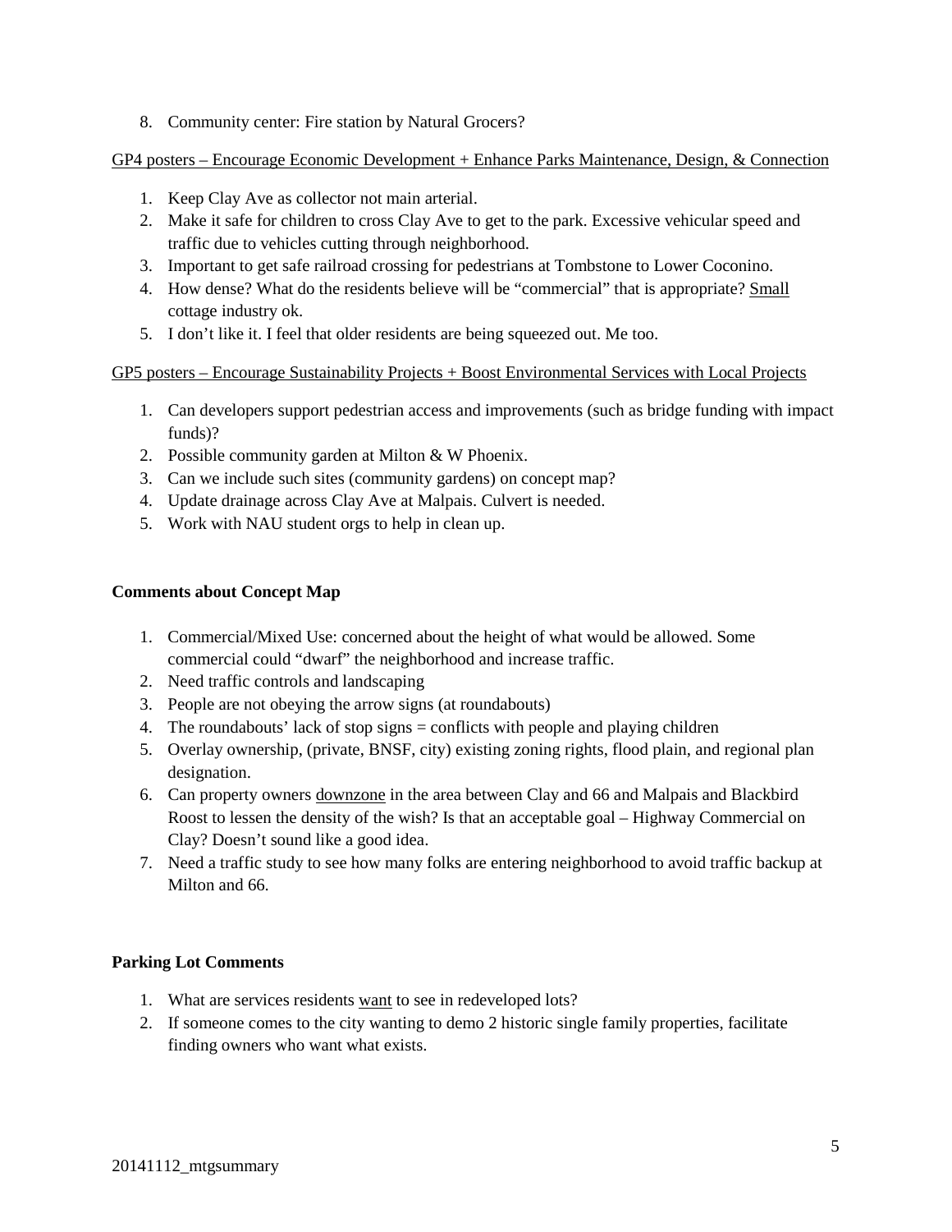8. Community center: Fire station by Natural Grocers?

<u>GP4 posters – Encourage Economic Development + Enhance Parks Maintenance, Design, & Connection</u>

1. Keep Clay Ave as collector not main arterial.
2. Make it safe for children to cross Clay Ave to get to the park. Excessive vehicular speed and traffic due to vehicles cutting through neighborhood.
3. Important to get safe railroad crossing for pedestrians at Tombstone to Lower Coconino.
4. How dense? What do the residents believe will be "commercial" that is appropriate? <u>Small</u> cottage industry ok.
5. I don't like it. I feel that older residents are being squeezed out. Me too.

<u>GP5 posters – Encourage Sustainability Projects + Boost Environmental Services with Local Projects</u>

1. Can developers support pedestrian access and improvements (such as bridge funding with impact funds)?
2. Possible community garden at Milton & W Phoenix.
3. Can we include such sites (community gardens) on concept map?
4. Update drainage across Clay Ave at Malpais. Culvert is needed.
5. Work with NAU student orgs to help in clean up.

**Comments about Concept Map**

1. Commercial/Mixed Use: concerned about the height of what would be allowed. Some commercial could "dwarf" the neighborhood and increase traffic.
2. Need traffic controls and landscaping
3. People are not obeying the arrow signs (at roundabouts)
4. The roundabouts' lack of stop signs = conflicts with people and playing children
5. Overlay ownership, (private, BNSF, city) existing zoning rights, flood plain, and regional plan designation.
6. Can property owners <u>downzone</u> in the area between Clay and 66 and Malpais and Blackbird Roost to lessen the density of the wish? Is that an acceptable goal – Highway Commercial on Clay? Doesn't sound like a good idea.
7. Need a traffic study to see how many folks are entering neighborhood to avoid traffic backup at Milton and 66.

**Parking Lot Comments**

1. What are services residents <u>want</u> to see in redeveloped lots?
2. If someone comes to the city wanting to demo 2 historic single family properties, facilitate finding owners who want what exists.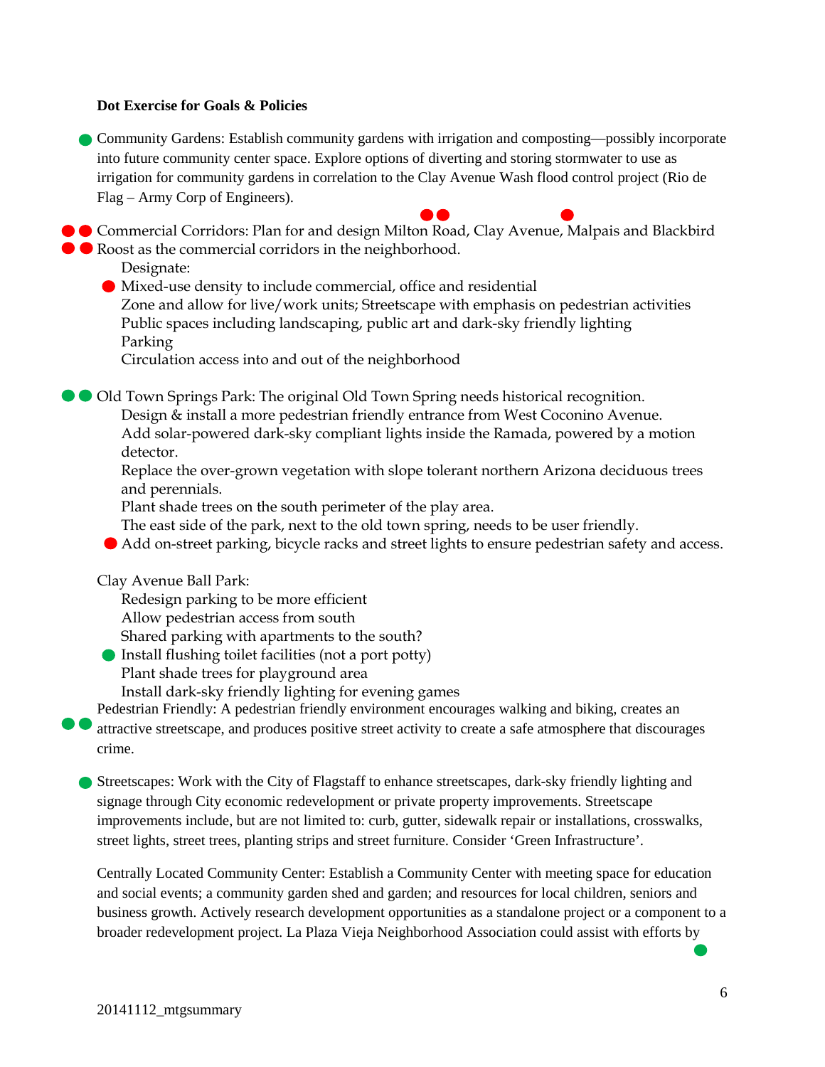**Dot Exercise for Goals & Policies**

Community Gardens: Establish community gardens with irrigation and composting—possibly incorporate into future community center space. Explore options of diverting and storing stormwater to use as irrigation for community gardens in correlation to the Clay Avenue Wash flood control project (Rio de Flag – Army Corp of Engineers).

Commercial Corridors: Plan for and design Milton Road, Clay Avenue, Malpais and Blackbird Roost as the commercial corridors in the neighborhood.

Designate:

- Mixed-use density to include commercial, office and residential
- Zone and allow for live/work units; Streetscape with emphasis on pedestrian activities
- Public spaces including landscaping, public art and dark-sky friendly lighting
- Parking
- Circulation access into and out of the neighborhood

Old Town Springs Park: The original Old Town Spring needs historical recognition.

- Design & install a more pedestrian friendly entrance from West Coconino Avenue.
- Add solar-powered dark-sky compliant lights inside the Ramada, powered by a motion detector.
- Replace the over-grown vegetation with slope tolerant northern Arizona deciduous trees and perennials.
- Plant shade trees on the south perimeter of the play area.
- The east side of the park, next to the old town spring, needs to be user friendly.
- Add on-street parking, bicycle racks and street lights to ensure pedestrian safety and access.

Clay Avenue Ball Park:

- Redesign parking to be more efficient
- Allow pedestrian access from south
- Shared parking with apartments to the south?
- Install flushing toilet facilities (not a port potty)
- Plant shade trees for playground area
- Install dark-sky friendly lighting for evening games

Pedestrian Friendly: A pedestrian friendly environment encourages walking and biking, creates an attractive streetscape, and produces positive street activity to create a safe atmosphere that discourages crime.

Streetscapes: Work with the City of Flagstaff to enhance streetscapes, dark-sky friendly lighting and signage through City economic redevelopment or private property improvements. Streetscape improvements include, but are not limited to: curb, gutter, sidewalk repair or installations, crosswalks, street lights, street trees, planting strips and street furniture. Consider 'Green Infrastructure'.

Centrally Located Community Center: Establish a Community Center with meeting space for education and social events; a community garden shed and garden; and resources for local children, seniors and business growth. Actively research development opportunities as a standalone project or a component to a broader redevelopment project. La Plaza Vieja Neighborhood Association could assist with efforts by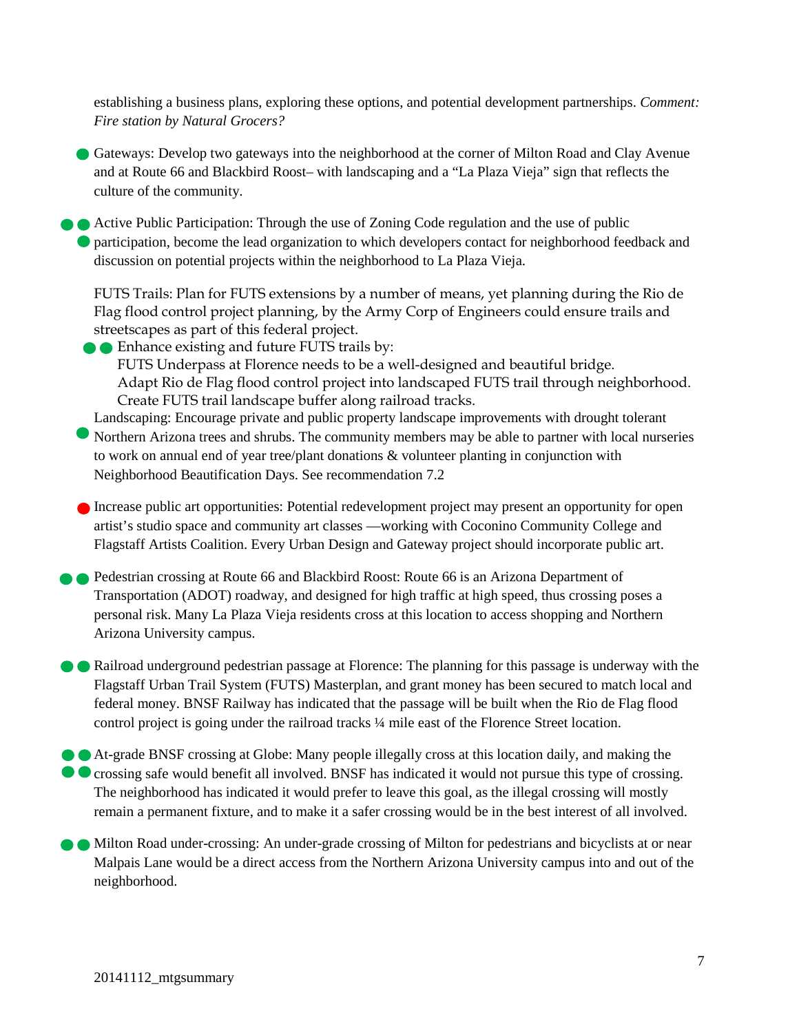establishing a business plans, exploring these options, and potential development partnerships. *Comment: Fire station by Natural Grocers?*

Gateways: Develop two gateways into the neighborhood at the corner of Milton Road and Clay Avenue and at Route 66 and Blackbird Roost– with landscaping and a "La Plaza Vieja" sign that reflects the culture of the community.

Active Public Participation: Through the use of Zoning Code regulation and the use of public participation, become the lead organization to which developers contact for neighborhood feedback and discussion on potential projects within the neighborhood to La Plaza Vieja.

FUTS Trails: Plan for FUTS extensions by a number of means, yet planning during the Rio de Flag flood control project planning, by the Army Corp of Engineers could ensure trails and streetscapes as part of this federal project.

Enhance existing and future FUTS trails by:
FUTS Underpass at Florence needs to be a well-designed and beautiful bridge.
Adapt Rio de Flag flood control project into landscaped FUTS trail through neighborhood.
Create FUTS trail landscape buffer along railroad tracks.

Landscaping: Encourage private and public property landscape improvements with drought tolerant Northern Arizona trees and shrubs. The community members may be able to partner with local nurseries to work on annual end of year tree/plant donations & volunteer planting in conjunction with Neighborhood Beautification Days. See recommendation 7.2

Increase public art opportunities: Potential redevelopment project may present an opportunity for open artist's studio space and community art classes —working with Coconino Community College and Flagstaff Artists Coalition. Every Urban Design and Gateway project should incorporate public art.

Pedestrian crossing at Route 66 and Blackbird Roost: Route 66 is an Arizona Department of Transportation (ADOT) roadway, and designed for high traffic at high speed, thus crossing poses a personal risk. Many La Plaza Vieja residents cross at this location to access shopping and Northern Arizona University campus.

Railroad underground pedestrian passage at Florence: The planning for this passage is underway with the Flagstaff Urban Trail System (FUTS) Masterplan, and grant money has been secured to match local and federal money. BNSF Railway has indicated that the passage will be built when the Rio de Flag flood control project is going under the railroad tracks ¼ mile east of the Florence Street location.

At-grade BNSF crossing at Globe: Many people illegally cross at this location daily, and making the crossing safe would benefit all involved. BNSF has indicated it would not pursue this type of crossing. The neighborhood has indicated it would prefer to leave this goal, as the illegal crossing will mostly remain a permanent fixture, and to make it a safer crossing would be in the best interest of all involved.

Milton Road under-crossing: An under-grade crossing of Milton for pedestrians and bicyclists at or near Malpais Lane would be a direct access from the Northern Arizona University campus into and out of the neighborhood.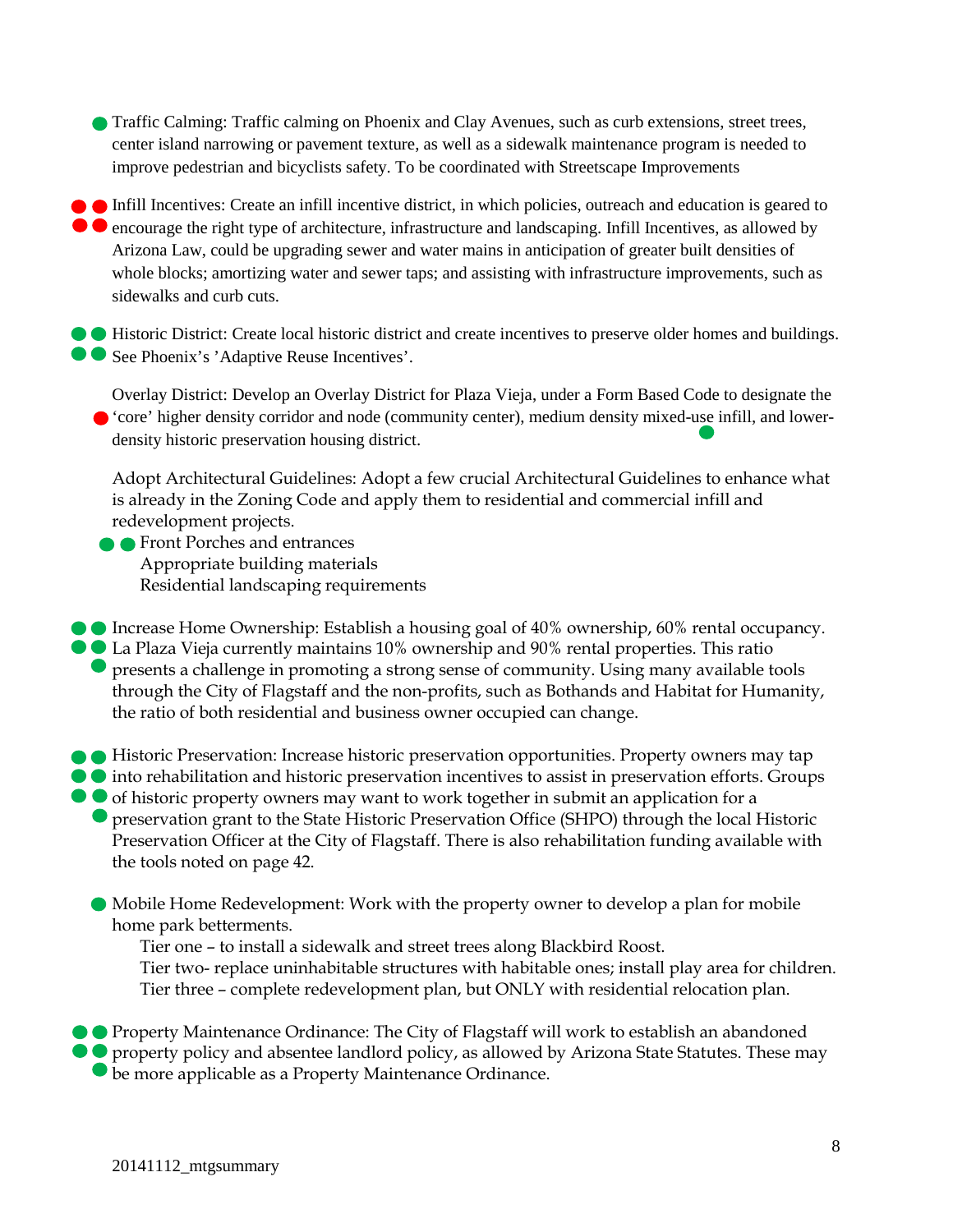Traffic Calming: Traffic calming on Phoenix and Clay Avenues, such as curb extensions, street trees, center island narrowing or pavement texture, as well as a sidewalk maintenance program is needed to improve pedestrian and bicyclists safety. To be coordinated with Streetscape Improvements

Infill Incentives: Create an infill incentive district, in which policies, outreach and education is geared to encourage the right type of architecture, infrastructure and landscaping. Infill Incentives, as allowed by Arizona Law, could be upgrading sewer and water mains in anticipation of greater built densities of whole blocks; amortizing water and sewer taps; and assisting with infrastructure improvements, such as sidewalks and curb cuts.

Historic District: Create local historic district and create incentives to preserve older homes and buildings. See Phoenix's 'Adaptive Reuse Incentives'.

Overlay District: Develop an Overlay District for Plaza Vieja, under a Form Based Code to designate the 'core' higher density corridor and node (community center), medium density mixed-use infill, and lower-density historic preservation housing district.

Adopt Architectural Guidelines: Adopt a few crucial Architectural Guidelines to enhance what is already in the Zoning Code and apply them to residential and commercial infill and redevelopment projects.

- Front Porches and entrances
- Appropriate building materials
- Residential landscaping requirements

Increase Home Ownership: Establish a housing goal of 40% ownership, 60% rental occupancy. La Plaza Vieja currently maintains 10% ownership and 90% rental properties. This ratio presents a challenge in promoting a strong sense of community. Using many available tools through the City of Flagstaff and the non-profits, such as Bothands and Habitat for Humanity, the ratio of both residential and business owner occupied can change.

Historic Preservation: Increase historic preservation opportunities. Property owners may tap into rehabilitation and historic preservation incentives to assist in preservation efforts. Groups of historic property owners may want to work together in submit an application for a preservation grant to the State Historic Preservation Office (SHPO) through the local Historic Preservation Officer at the City of Flagstaff. There is also rehabilitation funding available with the tools noted on page 42.

Mobile Home Redevelopment: Work with the property owner to develop a plan for mobile home park betterments.

- Tier one – to install a sidewalk and street trees along Blackbird Roost.
- Tier two- replace uninhabitable structures with habitable ones; install play area for children.
- Tier three – complete redevelopment plan, but ONLY with residential relocation plan.

Property Maintenance Ordinance: The City of Flagstaff will work to establish an abandoned property policy and absentee landlord policy, as allowed by Arizona State Statutes. These may be more applicable as a Property Maintenance Ordinance.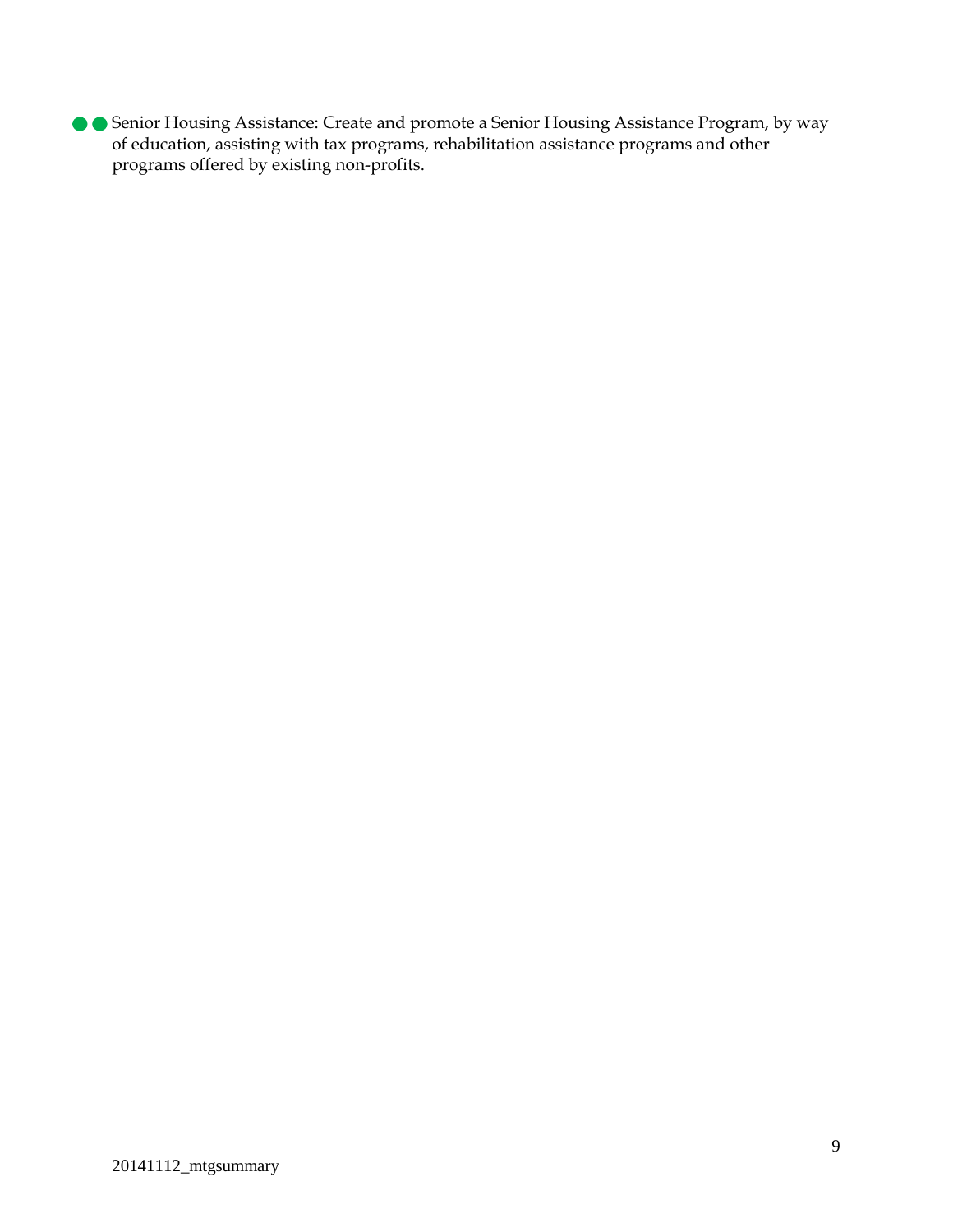●● Senior Housing Assistance: Create and promote a Senior Housing Assistance Program, by way of education, assisting with tax programs, rehabilitation assistance programs and other programs offered by existing non-profits.